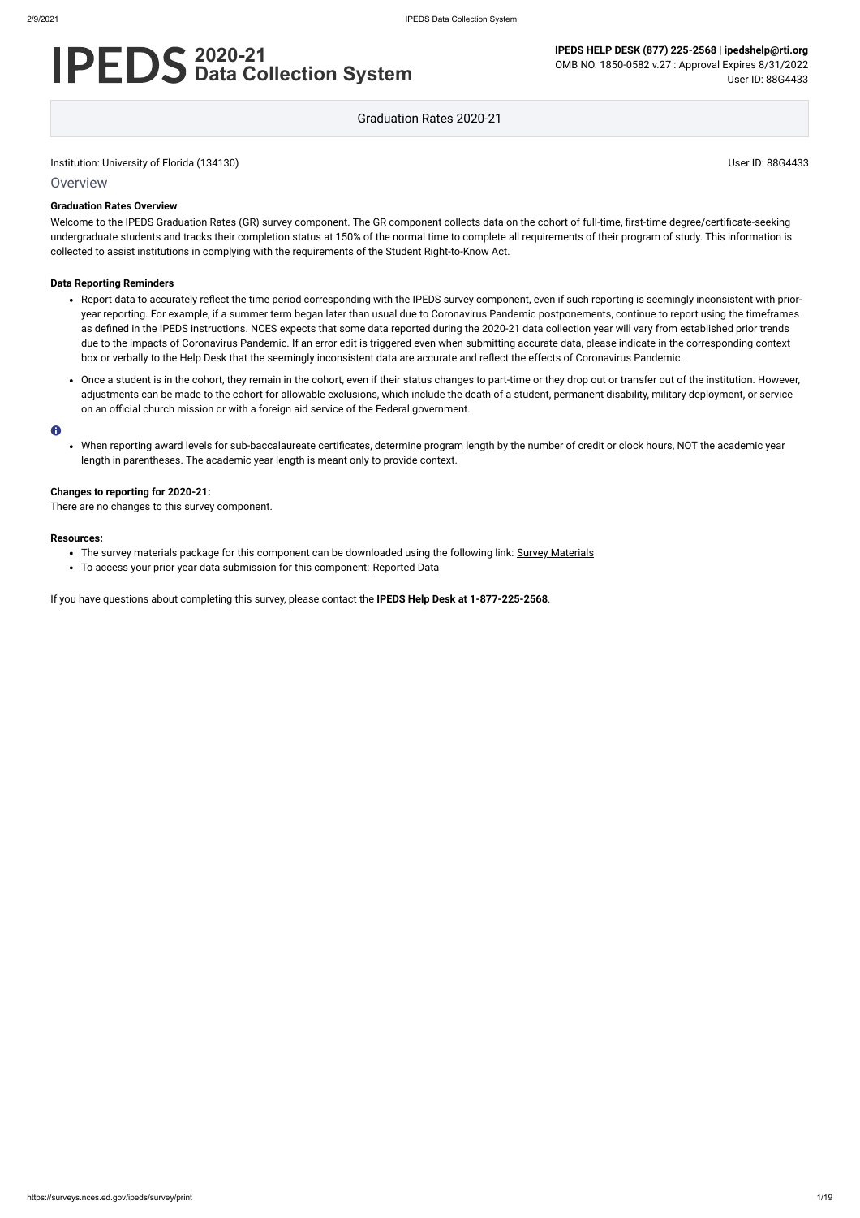# IPEDS 2020-21 Data Collection System

**IPEDS HELP DESK (877) 225-2568 | ipedshelp@rti.org**
OMB NO. 1850-0582 v.27 : Approval Expires 8/31/2022
User ID: 88G4433

Graduation Rates 2020-21

Institution: University of Florida (134130) User ID: 88G4433

## Overview

### Graduation Rates Overview

Welcome to the IPEDS Graduation Rates (GR) survey component. The GR component collects data on the cohort of full-time, first-time degree/certificate-seeking undergraduate students and tracks their completion status at 150% of the normal time to complete all requirements of their program of study. This information is collected to assist institutions in complying with the requirements of the Student Right-to-Know Act.

### Data Reporting Reminders

- Report data to accurately reflect the time period corresponding with the IPEDS survey component, even if such reporting is seemingly inconsistent with prior-year reporting. For example, if a summer term began later than usual due to Coronavirus Pandemic postponements, continue to report using the timeframes as defined in the IPEDS instructions. NCES expects that some data reported during the 2020-21 data collection year will vary from established prior trends due to the impacts of Coronavirus Pandemic. If an error edit is triggered even when submitting accurate data, please indicate in the corresponding context box or verbally to the Help Desk that the seemingly inconsistent data are accurate and reflect the effects of Coronavirus Pandemic.
- Once a student is in the cohort, they remain in the cohort, even if their status changes to part-time or they drop out or transfer out of the institution. However, adjustments can be made to the cohort for allowable exclusions, which include the death of a student, permanent disability, military deployment, or service on an official church mission or with a foreign aid service of the Federal government.

- When reporting award levels for sub-baccalaureate certificates, determine program length by the number of credit or clock hours, NOT the academic year length in parentheses. The academic year length is meant only to provide context.

### Changes to reporting for 2020-21:

There are no changes to this survey component.

### Resources:

- The survey materials package for this component can be downloaded using the following link: Survey Materials
- To access your prior year data submission for this component: Reported Data

If you have questions about completing this survey, please contact the **IPEDS Help Desk at 1-877-225-2568**.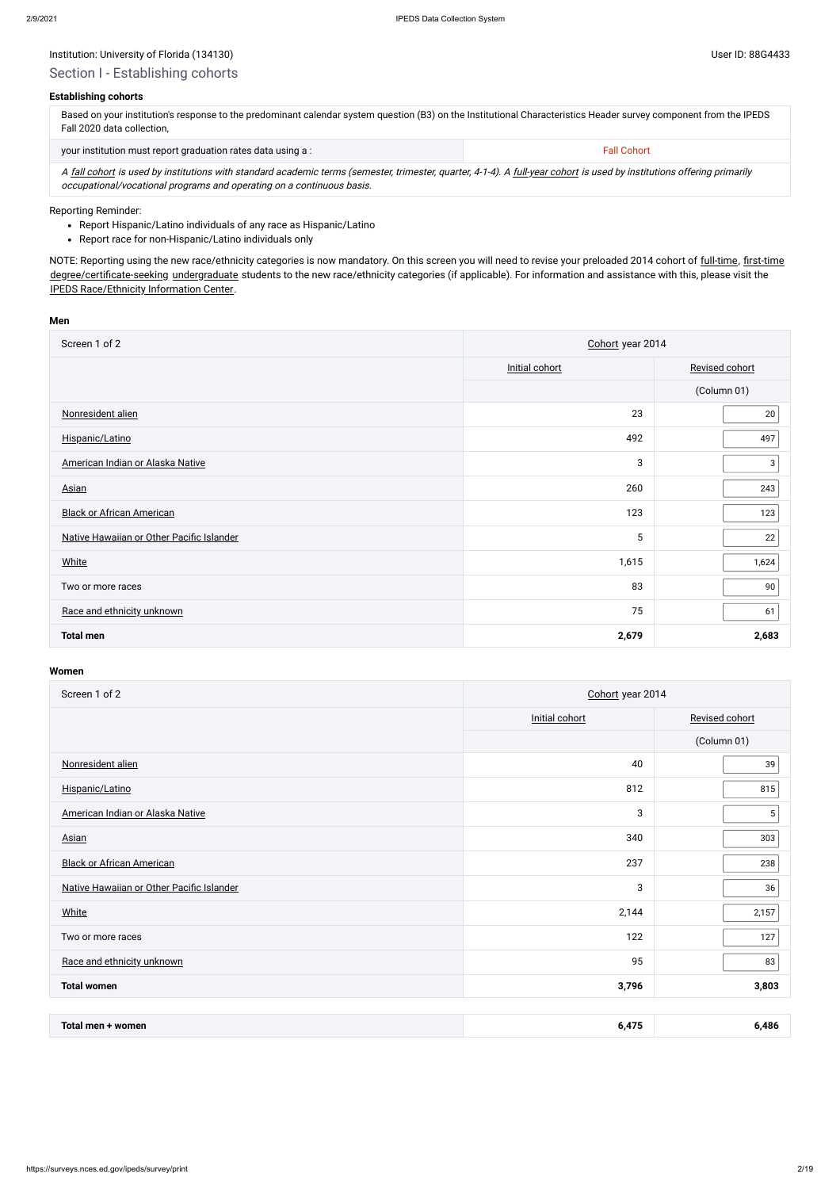Institution: University of Florida (134130)

User ID: 88G4433

## Section I - Establishing cohorts

### Establishing cohorts

| Based on your institution's response to the predominant calendar system question (B3) on the Institutional Characteristics Header survey component from the IPEDS Fall 2020 data collection, | |
|---|---|
| your institution must report graduation rates data using a : | Fall Cohort |

*A fall cohort is used by institutions with standard academic terms (semester, trimester, quarter, 4-1-4). A full-year cohort is used by institutions offering primarily occupational/vocational programs and operating on a continuous basis.*

Reporting Reminder:

- Report Hispanic/Latino individuals of any race as Hispanic/Latino
- Report race for non-Hispanic/Latino individuals only

NOTE: Reporting using the new race/ethnicity categories is now mandatory. On this screen you will need to revise your preloaded 2014 cohort of full-time, first-time degree/certificate-seeking undergraduate students to the new race/ethnicity categories (if applicable). For information and assistance with this, please visit the IPEDS Race/Ethnicity Information Center.

### Men

| Screen 1 of 2 | Cohort year 2014 | |
|---|---|---|
| | Initial cohort | Revised cohort |
| | | (Column 01) |
| Nonresident alien | 23 | 20 |
| Hispanic/Latino | 492 | 497 |
| American Indian or Alaska Native | 3 | 3 |
| Asian | 260 | 243 |
| Black or African American | 123 | 123 |
| Native Hawaiian or Other Pacific Islander | 5 | 22 |
| White | 1,615 | 1,624 |
| Two or more races | 83 | 90 |
| Race and ethnicity unknown | 75 | 61 |
| **Total men** | **2,679** | **2,683** |

### Women

| Screen 1 of 2 | Cohort year 2014 | |
|---|---|---|
| | Initial cohort | Revised cohort |
| | | (Column 01) |
| Nonresident alien | 40 | 39 |
| Hispanic/Latino | 812 | 815 |
| American Indian or Alaska Native | 3 | 5 |
| Asian | 340 | 303 |
| Black or African American | 237 | 238 |
| Native Hawaiian or Other Pacific Islander | 3 | 36 |
| White | 2,144 | 2,157 |
| Two or more races | 122 | 127 |
| Race and ethnicity unknown | 95 | 83 |
| **Total women** | **3,796** | **3,803** |

| | | |
|---|---|---|
| **Total men + women** | **6,475** | **6,486** |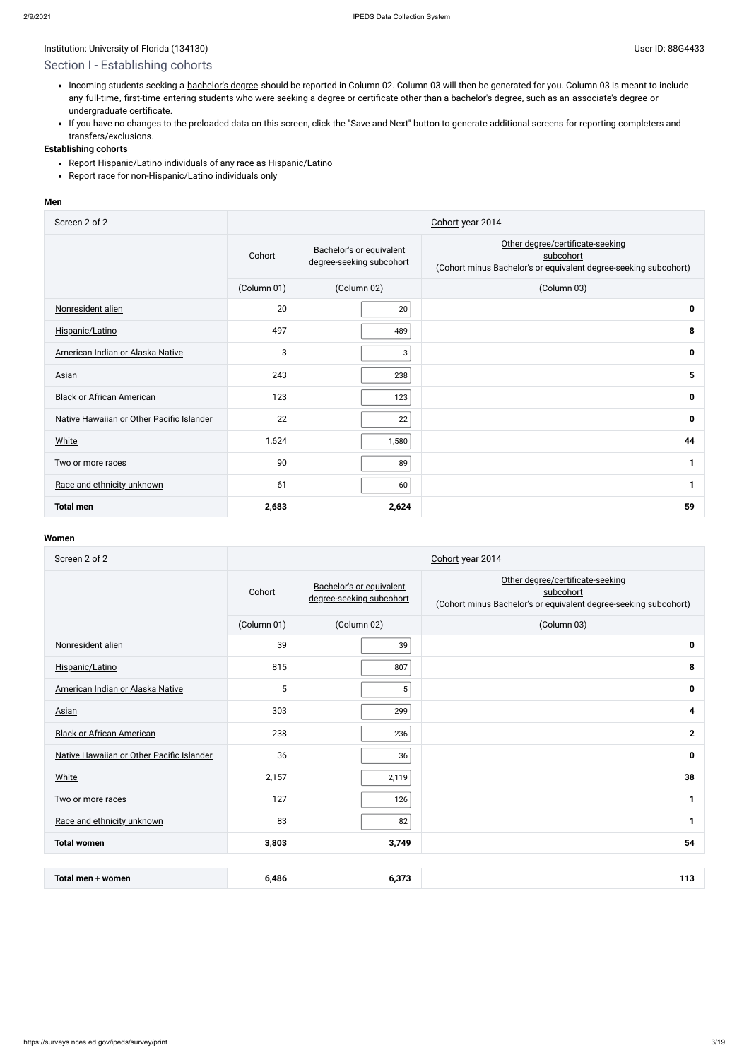Institution: University of Florida (134130)

User ID: 88G4433

## Section I - Establishing cohorts

- Incoming students seeking a bachelor's degree should be reported in Column 02. Column 03 will then be generated for you. Column 03 is meant to include any full-time, first-time entering students who were seeking a degree or certificate other than a bachelor's degree, such as an associate's degree or undergraduate certificate.
- If you have no changes to the preloaded data on this screen, click the "Save and Next" button to generate additional screens for reporting completers and transfers/exclusions.

**Establishing cohorts**

- Report Hispanic/Latino individuals of any race as Hispanic/Latino
- Report race for non-Hispanic/Latino individuals only

**Men**

| Screen 2 of 2 | Cohort year 2014 | | |
|---|---|---|---|
| | Cohort | Bachelor's or equivalent degree-seeking subcohort | Other degree/certificate-seeking subcohort (Cohort minus Bachelor's or equivalent degree-seeking subcohort) |
| | (Column 01) | (Column 02) | (Column 03) |
| Nonresident alien | 20 | 20 | **0** |
| Hispanic/Latino | 497 | 489 | **8** |
| American Indian or Alaska Native | 3 | 3 | **0** |
| Asian | 243 | 238 | **5** |
| Black or African American | 123 | 123 | **0** |
| Native Hawaiian or Other Pacific Islander | 22 | 22 | **0** |
| White | 1,624 | 1,580 | **44** |
| Two or more races | 90 | 89 | **1** |
| Race and ethnicity unknown | 61 | 60 | **1** |
| **Total men** | **2,683** | **2,624** | **59** |

**Women**

| Screen 2 of 2 | Cohort year 2014 | | |
|---|---|---|---|
| | Cohort | Bachelor's or equivalent degree-seeking subcohort | Other degree/certificate-seeking subcohort (Cohort minus Bachelor's or equivalent degree-seeking subcohort) |
| | (Column 01) | (Column 02) | (Column 03) |
| Nonresident alien | 39 | 39 | **0** |
| Hispanic/Latino | 815 | 807 | **8** |
| American Indian or Alaska Native | 5 | 5 | **0** |
| Asian | 303 | 299 | **4** |
| Black or African American | 238 | 236 | **2** |
| Native Hawaiian or Other Pacific Islander | 36 | 36 | **0** |
| White | 2,157 | 2,119 | **38** |
| Two or more races | 127 | 126 | **1** |
| Race and ethnicity unknown | 83 | 82 | **1** |
| **Total women** | **3,803** | **3,749** | **54** |

| | | | |
|---|---|---|---|
| **Total men + women** | **6,486** | **6,373** | **113** |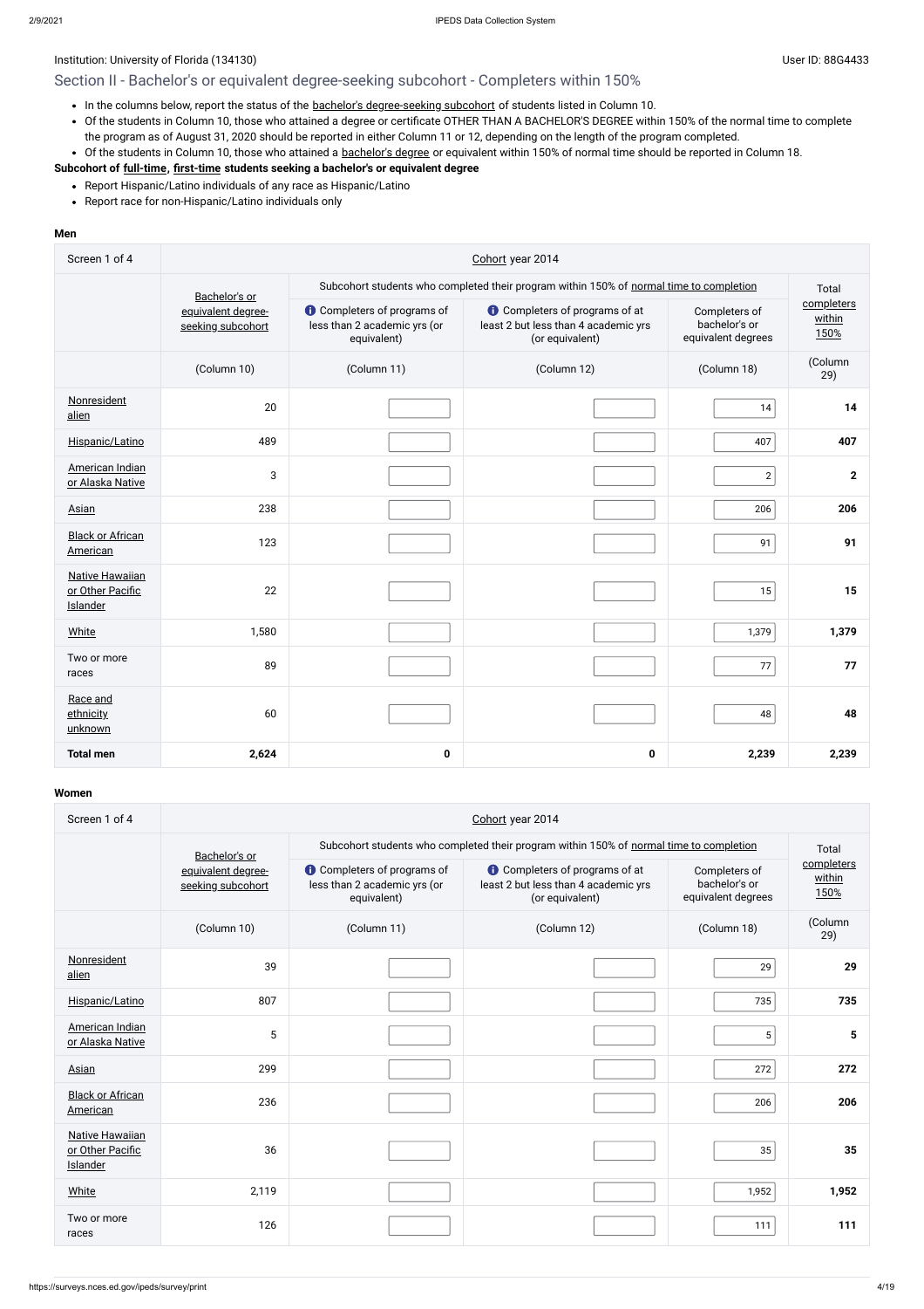Institution: University of Florida (134130)

User ID: 88G4433

## Section II - Bachelor's or equivalent degree-seeking subcohort - Completers within 150%

- In the columns below, report the status of the bachelor's degree-seeking subcohort of students listed in Column 10.
- Of the students in Column 10, those who attained a degree or certificate OTHER THAN A BACHELOR'S DEGREE within 150% of the normal time to complete the program as of August 31, 2020 should be reported in either Column 11 or 12, depending on the length of the program completed.
- Of the students in Column 10, those who attained a bachelor's degree or equivalent within 150% of normal time should be reported in Column 18.

**Subcohort of full-time, first-time students seeking a bachelor's or equivalent degree**

- Report Hispanic/Latino individuals of any race as Hispanic/Latino
- Report race for non-Hispanic/Latino individuals only

**Men**

| Screen 1 of 4 | Cohort year 2014 | | | | |
|---|---|---|---|---|---|
| | Bachelor's or equivalent degree-seeking subcohort | Subcohort students who completed their program within 150% of normal time to completion | | | Total completers within 150% |
| | | Completers of programs of less than 2 academic yrs (or equivalent) | Completers of programs of at least 2 but less than 4 academic yrs (or equivalent) | Completers of bachelor's or equivalent degrees | |
| | (Column 10) | (Column 11) | (Column 12) | (Column 18) | (Column 29) |
| Nonresident alien | 20 | | | 14 | **14** |
| Hispanic/Latino | 489 | | | 407 | **407** |
| American Indian or Alaska Native | 3 | | | 2 | **2** |
| Asian | 238 | | | 206 | **206** |
| Black or African American | 123 | | | 91 | **91** |
| Native Hawaiian or Other Pacific Islander | 22 | | | 15 | **15** |
| White | 1,580 | | | 1,379 | **1,379** |
| Two or more races | 89 | | | 77 | **77** |
| Race and ethnicity unknown | 60 | | | 48 | **48** |
| **Total men** | **2,624** | **0** | **0** | **2,239** | **2,239** |

**Women**

| Screen 1 of 4 | Cohort year 2014 | | | | |
|---|---|---|---|---|---|
| | Bachelor's or equivalent degree-seeking subcohort | Subcohort students who completed their program within 150% of normal time to completion | | | Total completers within 150% |
| | | Completers of programs of less than 2 academic yrs (or equivalent) | Completers of programs of at least 2 but less than 4 academic yrs (or equivalent) | Completers of bachelor's or equivalent degrees | |
| | (Column 10) | (Column 11) | (Column 12) | (Column 18) | (Column 29) |
| Nonresident alien | 39 | | | 29 | **29** |
| Hispanic/Latino | 807 | | | 735 | **735** |
| American Indian or Alaska Native | 5 | | | 5 | **5** |
| Asian | 299 | | | 272 | **272** |
| Black or African American | 236 | | | 206 | **206** |
| Native Hawaiian or Other Pacific Islander | 36 | | | 35 | **35** |
| White | 2,119 | | | 1,952 | **1,952** |
| Two or more races | 126 | | | 111 | **111** |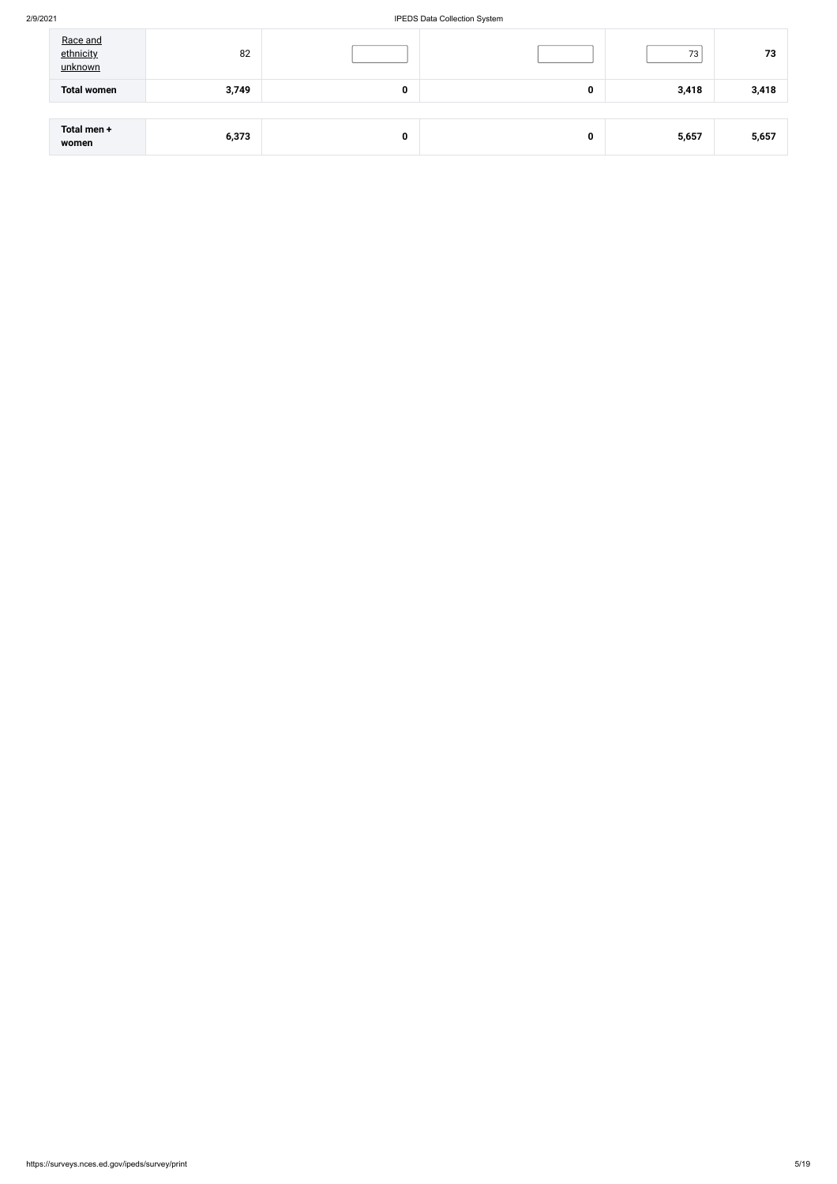| | | | | | |
|---|---|---|---|---|---|
| Race and ethnicity unknown | 82 | | | 73 | **73** |
| **Total women** | **3,749** | **0** | **0** | **3,418** | **3,418** |
| **Total men + women** | **6,373** | **0** | **0** | **5,657** | **5,657** |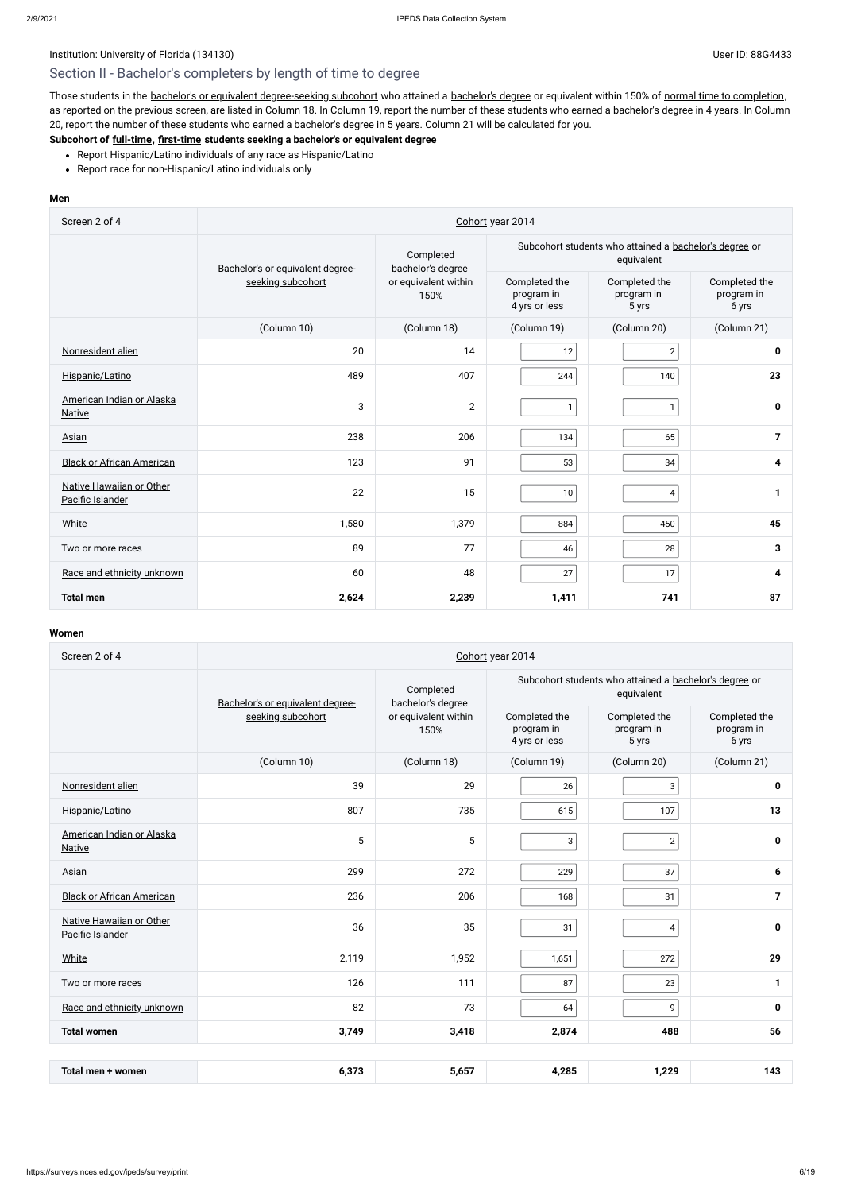Institution: University of Florida (134130)

User ID: 88G4433

## Section II - Bachelor's completers by length of time to degree

Those students in the bachelor's or equivalent degree-seeking subcohort who attained a bachelor's degree or equivalent within 150% of normal time to completion, as reported on the previous screen, are listed in Column 18. In Column 19, report the number of these students who earned a bachelor's degree in 4 years. In Column 20, report the number of these students who earned a bachelor's degree in 5 years. Column 21 will be calculated for you.

**Subcohort of full-time, first-time students seeking a bachelor's or equivalent degree**

- Report Hispanic/Latino individuals of any race as Hispanic/Latino
- Report race for non-Hispanic/Latino individuals only

### Men

| Screen 2 of 4 | Cohort year 2014 | | | | |
|---|---|---|---|---|---|
| | Bachelor's or equivalent degree-seeking subcohort | Completed bachelor's degree or equivalent within 150% | Subcohort students who attained a bachelor's degree or equivalent | | |
| | | | Completed the program in 4 yrs or less | Completed the program in 5 yrs | Completed the program in 6 yrs |
| | (Column 10) | (Column 18) | (Column 19) | (Column 20) | (Column 21) |
| Nonresident alien | 20 | 14 | 12 | 2 | **0** |
| Hispanic/Latino | 489 | 407 | 244 | 140 | **23** |
| American Indian or Alaska Native | 3 | 2 | 1 | 1 | **0** |
| Asian | 238 | 206 | 134 | 65 | **7** |
| Black or African American | 123 | 91 | 53 | 34 | **4** |
| Native Hawaiian or Other Pacific Islander | 22 | 15 | 10 | 4 | **1** |
| White | 1,580 | 1,379 | 884 | 450 | **45** |
| Two or more races | 89 | 77 | 46 | 28 | **3** |
| Race and ethnicity unknown | 60 | 48 | 27 | 17 | **4** |
| **Total men** | **2,624** | **2,239** | **1,411** | **741** | **87** |

### Women

| Screen 2 of 4 | Cohort year 2014 | | | | |
|---|---|---|---|---|---|
| | Bachelor's or equivalent degree-seeking subcohort | Completed bachelor's degree or equivalent within 150% | Subcohort students who attained a bachelor's degree or equivalent | | |
| | | | Completed the program in 4 yrs or less | Completed the program in 5 yrs | Completed the program in 6 yrs |
| | (Column 10) | (Column 18) | (Column 19) | (Column 20) | (Column 21) |
| Nonresident alien | 39 | 29 | 26 | 3 | **0** |
| Hispanic/Latino | 807 | 735 | 615 | 107 | **13** |
| American Indian or Alaska Native | 5 | 5 | 3 | 2 | **0** |
| Asian | 299 | 272 | 229 | 37 | **6** |
| Black or African American | 236 | 206 | 168 | 31 | **7** |
| Native Hawaiian or Other Pacific Islander | 36 | 35 | 31 | 4 | **0** |
| White | 2,119 | 1,952 | 1,651 | 272 | **29** |
| Two or more races | 126 | 111 | 87 | 23 | **1** |
| Race and ethnicity unknown | 82 | 73 | 64 | 9 | **0** |
| **Total women** | **3,749** | **3,418** | **2,874** | **488** | **56** |

| | | | | | |
|---|---|---|---|---|---|
| **Total men + women** | **6,373** | **5,657** | **4,285** | **1,229** | **143** |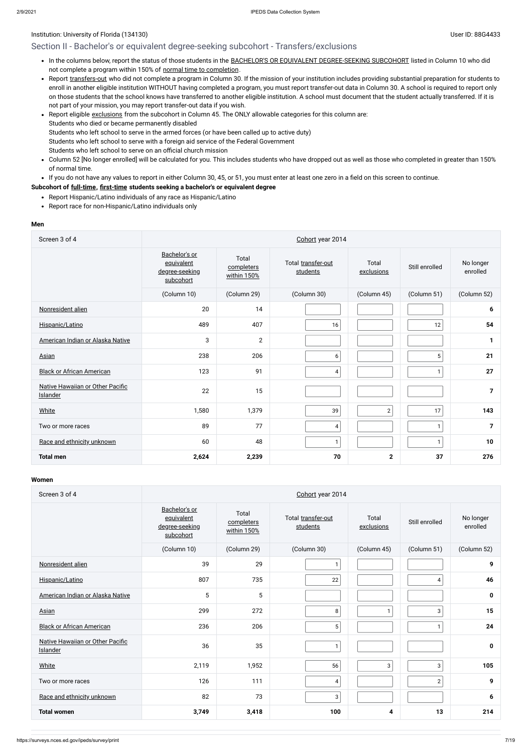Institution: University of Florida (134130) User ID: 88G4433

## Section II - Bachelor's or equivalent degree-seeking subcohort - Transfers/exclusions

- In the columns below, report the status of those students in the BACHELOR'S OR EQUIVALENT DEGREE-SEEKING SUBCOHORT listed in Column 10 who did not complete a program within 150% of normal time to completion.
- Report transfers-out who did not complete a program in Column 30. If the mission of your institution includes providing substantial preparation for students to enroll in another eligible institution WITHOUT having completed a program, you must report transfer-out data in Column 30. A school is required to report only on those students that the school knows have transferred to another eligible institution. A school must document that the student actually transferred. If it is not part of your mission, you may report transfer-out data if you wish.
- Report eligible exclusions from the subcohort in Column 45. The ONLY allowable categories for this column are:
  Students who died or became permanently disabled
  Students who left school to serve in the armed forces (or have been called up to active duty)
  Students who left school to serve with a foreign aid service of the Federal Government
  Students who left school to serve on an official church mission
- Column 52 [No longer enrolled] will be calculated for you. This includes students who have dropped out as well as those who completed in greater than 150% of normal time.
- If you do not have any values to report in either Column 30, 45, or 51, you must enter at least one zero in a field on this screen to continue.

**Subcohort of full-time, first-time students seeking a bachelor's or equivalent degree**

- Report Hispanic/Latino individuals of any race as Hispanic/Latino
- Report race for non-Hispanic/Latino individuals only

**Men**

| Screen 3 of 4 | Cohort year 2014 | | | | | |
|---|---|---|---|---|---|---|
| | Bachelor's or equivalent degree-seeking subcohort | Total completers within 150% | Total transfer-out students | Total exclusions | Still enrolled | No longer enrolled |
| | (Column 10) | (Column 29) | (Column 30) | (Column 45) | (Column 51) | (Column 52) |
| Nonresident alien | 20 | 14 | | | | **6** |
| Hispanic/Latino | 489 | 407 | 16 | | 12 | **54** |
| American Indian or Alaska Native | 3 | 2 | | | | **1** |
| Asian | 238 | 206 | 6 | | 5 | **21** |
| Black or African American | 123 | 91 | 4 | | 1 | **27** |
| Native Hawaiian or Other Pacific Islander | 22 | 15 | | | | **7** |
| White | 1,580 | 1,379 | 39 | 2 | 17 | **143** |
| Two or more races | 89 | 77 | 4 | | 1 | **7** |
| Race and ethnicity unknown | 60 | 48 | 1 | | 1 | **10** |
| **Total men** | **2,624** | **2,239** | **70** | **2** | **37** | **276** |

**Women**

| Screen 3 of 4 | Cohort year 2014 | | | | | |
|---|---|---|---|---|---|---|
| | Bachelor's or equivalent degree-seeking subcohort | Total completers within 150% | Total transfer-out students | Total exclusions | Still enrolled | No longer enrolled |
| | (Column 10) | (Column 29) | (Column 30) | (Column 45) | (Column 51) | (Column 52) |
| Nonresident alien | 39 | 29 | 1 | | | **9** |
| Hispanic/Latino | 807 | 735 | 22 | | 4 | **46** |
| American Indian or Alaska Native | 5 | 5 | | | | **0** |
| Asian | 299 | 272 | 8 | 1 | 3 | **15** |
| Black or African American | 236 | 206 | 5 | | 1 | **24** |
| Native Hawaiian or Other Pacific Islander | 36 | 35 | 1 | | | **0** |
| White | 2,119 | 1,952 | 56 | 3 | 3 | **105** |
| Two or more races | 126 | 111 | 4 | | 2 | **9** |
| Race and ethnicity unknown | 82 | 73 | 3 | | | **6** |
| **Total women** | **3,749** | **3,418** | **100** | **4** | **13** | **214** |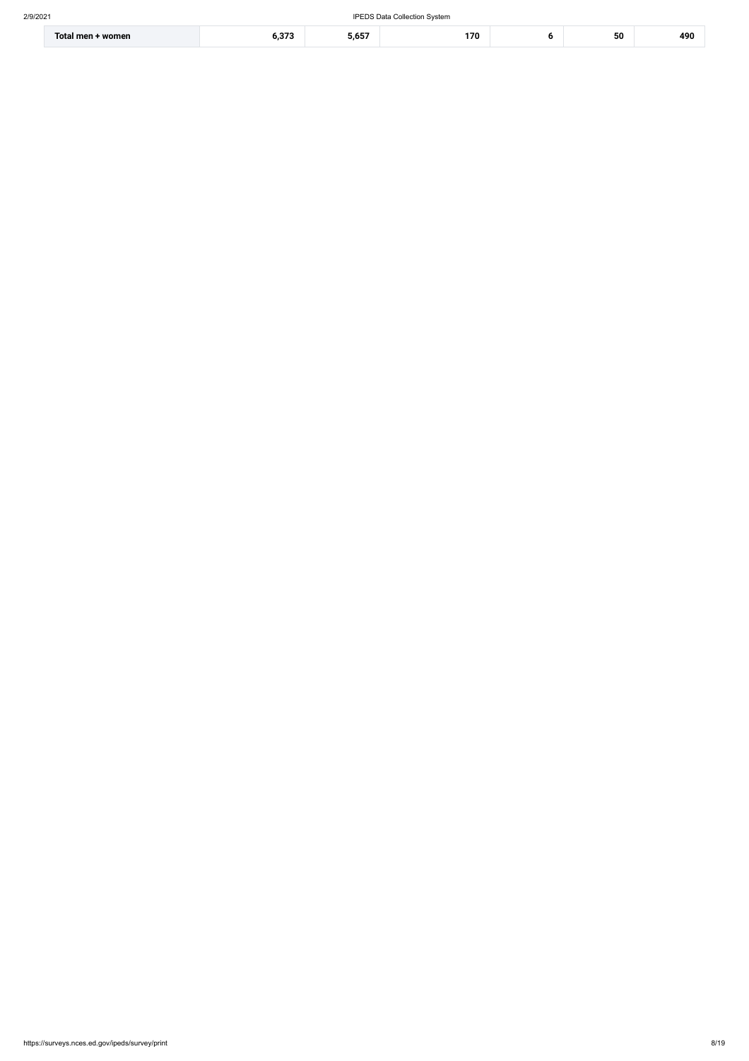| Total men + women | 6,373 | 5,657 | 170 | 6 | 50 | 490 |
|---|---|---|---|---|---|---|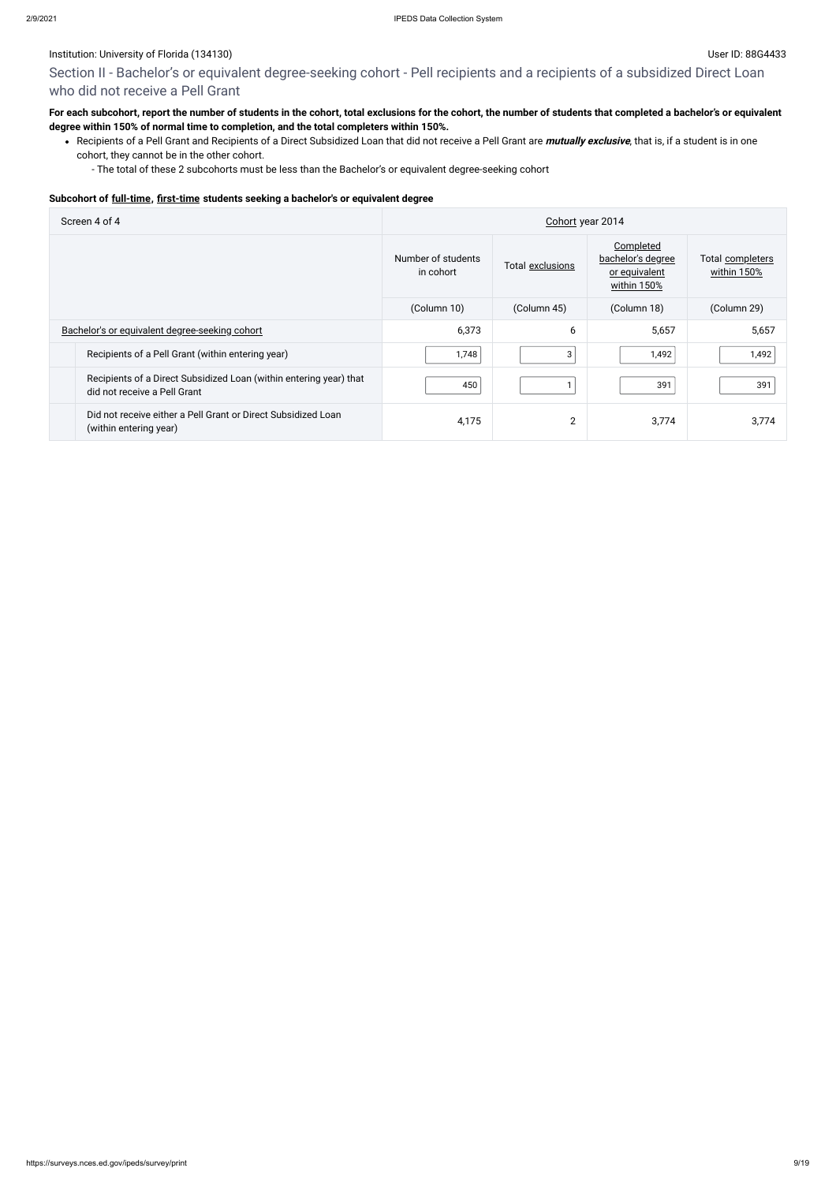Institution: University of Florida (134130) User ID: 88G4433

## Section II - Bachelor's or equivalent degree-seeking cohort - Pell recipients and a recipients of a subsidized Direct Loan who did not receive a Pell Grant

**For each subcohort, report the number of students in the cohort, total exclusions for the cohort, the number of students that completed a bachelor's or equivalent degree within 150% of normal time to completion, and the total completers within 150%.**

- Recipients of a Pell Grant and Recipients of a Direct Subsidized Loan that did not receive a Pell Grant are ***mutually exclusive***, that is, if a student is in one cohort, they cannot be in the other cohort.
  - The total of these 2 subcohorts must be less than the Bachelor's or equivalent degree-seeking cohort

**Subcohort of full-time, first-time students seeking a bachelor's or equivalent degree**

| Screen 4 of 4 | Cohort year 2014 | | | |
|---|---|---|---|---|
| | Number of students in cohort | Total exclusions | Completed bachelor's degree or equivalent within 150% | Total completers within 150% |
| | (Column 10) | (Column 45) | (Column 18) | (Column 29) |
| Bachelor's or equivalent degree-seeking cohort | 6,373 | 6 | 5,657 | 5,657 |
| Recipients of a Pell Grant (within entering year) | 1,748 | 3 | 1,492 | 1,492 |
| Recipients of a Direct Subsidized Loan (within entering year) that did not receive a Pell Grant | 450 | 1 | 391 | 391 |
| Did not receive either a Pell Grant or Direct Subsidized Loan (within entering year) | 4,175 | 2 | 3,774 | 3,774 |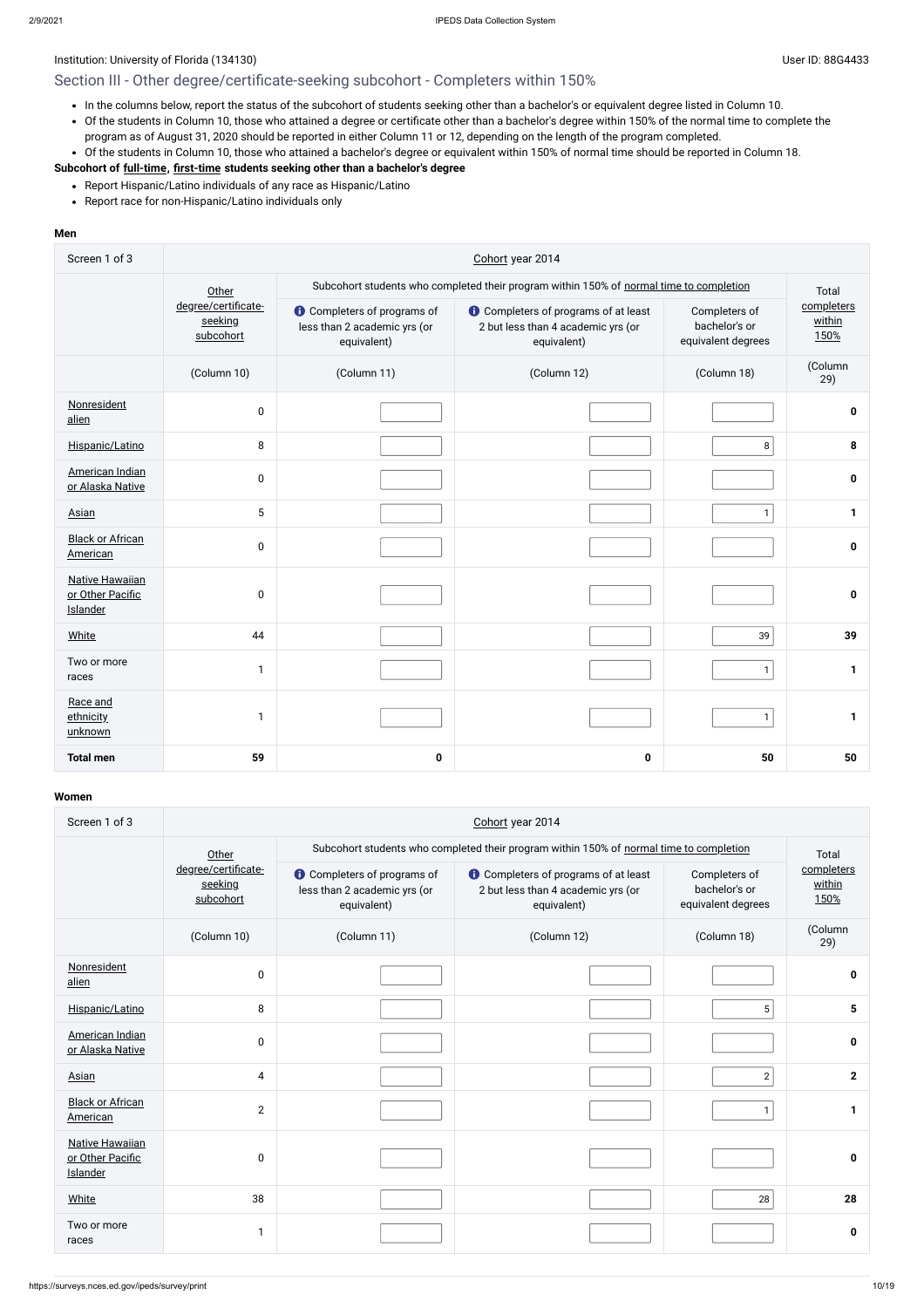Institution: University of Florida (134130)

User ID: 88G4433

## Section III - Other degree/certificate-seeking subcohort - Completers within 150%

- In the columns below, report the status of the subcohort of students seeking other than a bachelor's or equivalent degree listed in Column 10.
- Of the students in Column 10, those who attained a degree or certificate other than a bachelor's degree within 150% of the normal time to complete the program as of August 31, 2020 should be reported in either Column 11 or 12, depending on the length of the program completed.
- Of the students in Column 10, those who attained a bachelor's degree or equivalent within 150% of normal time should be reported in Column 18.

**Subcohort of full-time, first-time students seeking other than a bachelor's degree**

- Report Hispanic/Latino individuals of any race as Hispanic/Latino
- Report race for non-Hispanic/Latino individuals only

**Men**

| Screen 1 of 3 | Cohort year 2014 | | | | |
|---|---|---|---|---|---|
| | Other degree/certificate-seeking subcohort | Subcohort students who completed their program within 150% of normal time to completion | | | Total completers within 150% |
| | | Completers of programs of less than 2 academic yrs (or equivalent) | Completers of programs of at least 2 but less than 4 academic yrs (or equivalent) | Completers of bachelor's or equivalent degrees | |
| | (Column 10) | (Column 11) | (Column 12) | (Column 18) | (Column 29) |
| Nonresident alien | 0 | | | | 0 |
| Hispanic/Latino | 8 | | | 8 | 8 |
| American Indian or Alaska Native | 0 | | | | 0 |
| Asian | 5 | | | 1 | 1 |
| Black or African American | 0 | | | | 0 |
| Native Hawaiian or Other Pacific Islander | 0 | | | | 0 |
| White | 44 | | | 39 | 39 |
| Two or more races | 1 | | | 1 | 1 |
| Race and ethnicity unknown | 1 | | | 1 | 1 |
| **Total men** | **59** | **0** | **0** | **50** | **50** |

**Women**

| Screen 1 of 3 | Cohort year 2014 | | | | |
|---|---|---|---|---|---|
| | Other degree/certificate-seeking subcohort | Subcohort students who completed their program within 150% of normal time to completion | | | Total completers within 150% |
| | | Completers of programs of less than 2 academic yrs (or equivalent) | Completers of programs of at least 2 but less than 4 academic yrs (or equivalent) | Completers of bachelor's or equivalent degrees | |
| | (Column 10) | (Column 11) | (Column 12) | (Column 18) | (Column 29) |
| Nonresident alien | 0 | | | | 0 |
| Hispanic/Latino | 8 | | | 5 | 5 |
| American Indian or Alaska Native | 0 | | | | 0 |
| Asian | 4 | | | 2 | 2 |
| Black or African American | 2 | | | 1 | 1 |
| Native Hawaiian or Other Pacific Islander | 0 | | | | 0 |
| White | 38 | | | 28 | 28 |
| Two or more races | 1 | | | | 0 |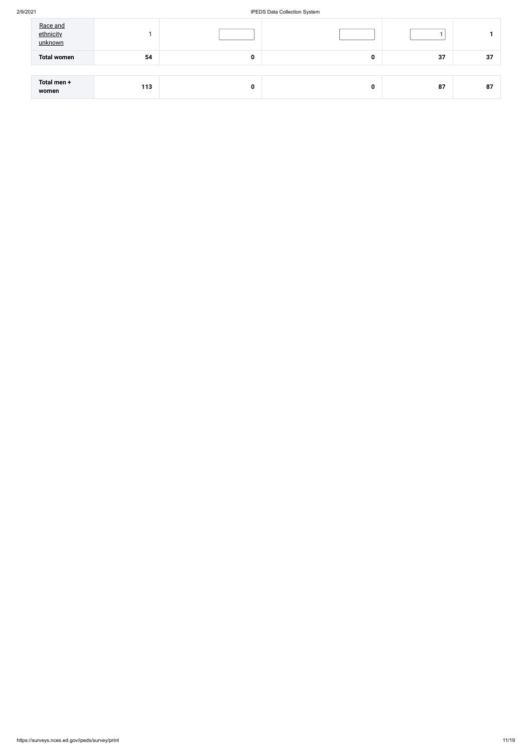| | | | | | |
|---|---|---|---|---|---|
| Race and ethnicity unknown | 1 | | | 1 | **1** |
| **Total women** | **54** | **0** | **0** | **37** | **37** |

| | | | | | |
|---|---|---|---|---|---|
| **Total men + women** | **113** | **0** | **0** | **87** | **87** |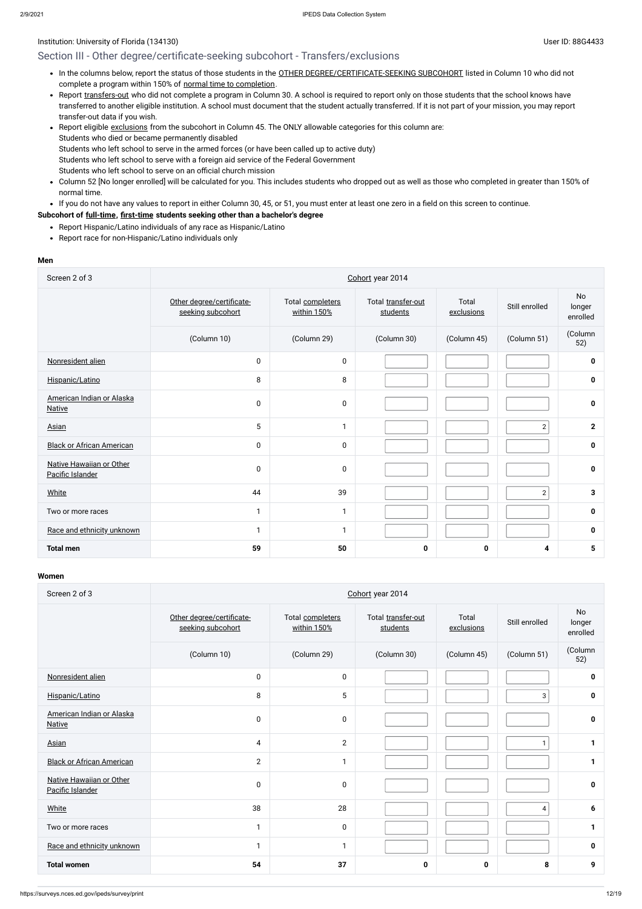Institution: University of Florida (134130)

User ID: 88G4433

## Section III - Other degree/certificate-seeking subcohort - Transfers/exclusions

- In the columns below, report the status of those students in the OTHER DEGREE/CERTIFICATE-SEEKING SUBCOHORT listed in Column 10 who did not complete a program within 150% of normal time to completion.
- Report transfers-out who did not complete a program in Column 30. A school is required to report only on those students that the school knows have transferred to another eligible institution. A school must document that the student actually transferred. If it is not part of your mission, you may report transfer-out data if you wish.
- Report eligible exclusions from the subcohort in Column 45. The ONLY allowable categories for this column are:
  Students who died or became permanently disabled
  Students who left school to serve in the armed forces (or have been called up to active duty)
  Students who left school to serve with a foreign aid service of the Federal Government
  Students who left school to serve on an official church mission
- Column 52 [No longer enrolled] will be calculated for you. This includes students who dropped out as well as those who completed in greater than 150% of normal time.
- If you do not have any values to report in either Column 30, 45, or 51, you must enter at least one zero in a field on this screen to continue.

**Subcohort of full-time, first-time students seeking other than a bachelor's degree**

- Report Hispanic/Latino individuals of any race as Hispanic/Latino
- Report race for non-Hispanic/Latino individuals only

**Men**

| Screen 2 of 3 | Cohort year 2014 | | | | | |
|---|---|---|---|---|---|---|
| | Other degree/certificate-seeking subcohort | Total completers within 150% | Total transfer-out students | Total exclusions | Still enrolled | No longer enrolled |
| | (Column 10) | (Column 29) | (Column 30) | (Column 45) | (Column 51) | (Column 52) |
| Nonresident alien | 0 | 0 | | | | **0** |
| Hispanic/Latino | 8 | 8 | | | | **0** |
| American Indian or Alaska Native | 0 | 0 | | | | **0** |
| Asian | 5 | 1 | | | 2 | **2** |
| Black or African American | 0 | 0 | | | | **0** |
| Native Hawaiian or Other Pacific Islander | 0 | 0 | | | | **0** |
| White | 44 | 39 | | | 2 | **3** |
| Two or more races | 1 | 1 | | | | **0** |
| Race and ethnicity unknown | 1 | 1 | | | | **0** |
| **Total men** | **59** | **50** | **0** | **0** | **4** | **5** |

**Women**

| Screen 2 of 3 | Cohort year 2014 | | | | | |
|---|---|---|---|---|---|---|
| | Other degree/certificate-seeking subcohort | Total completers within 150% | Total transfer-out students | Total exclusions | Still enrolled | No longer enrolled |
| | (Column 10) | (Column 29) | (Column 30) | (Column 45) | (Column 51) | (Column 52) |
| Nonresident alien | 0 | 0 | | | | **0** |
| Hispanic/Latino | 8 | 5 | | | 3 | **0** |
| American Indian or Alaska Native | 0 | 0 | | | | **0** |
| Asian | 4 | 2 | | | 1 | **1** |
| Black or African American | 2 | 1 | | | | **1** |
| Native Hawaiian or Other Pacific Islander | 0 | 0 | | | | **0** |
| White | 38 | 28 | | | 4 | **6** |
| Two or more races | 1 | 0 | | | | **1** |
| Race and ethnicity unknown | 1 | 1 | | | | **0** |
| **Total women** | **54** | **37** | **0** | **0** | **8** | **9** |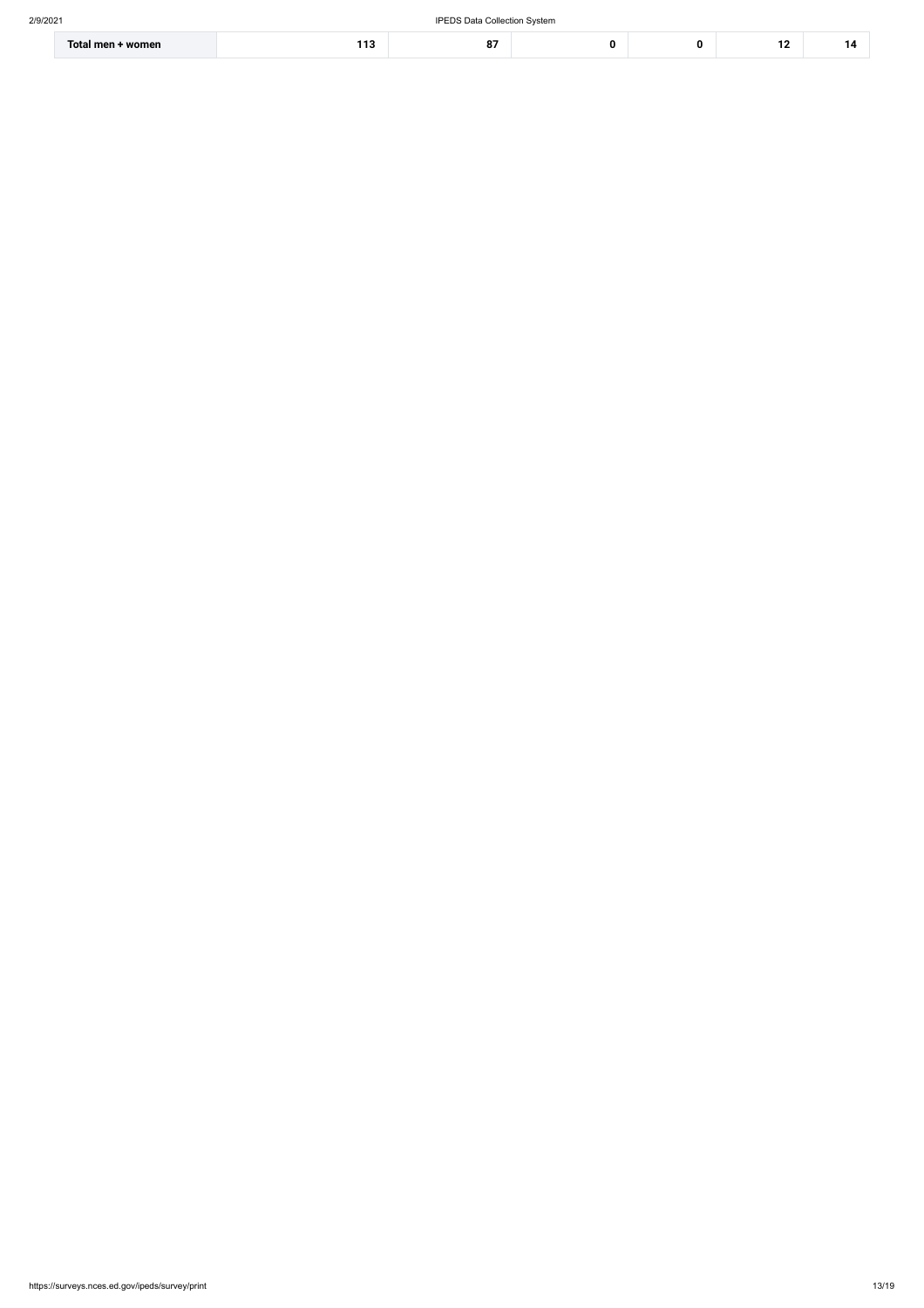| Total men + women | 113 | 87 | 0 | 0 | 12 | 14 |
|---|---|---|---|---|---|---|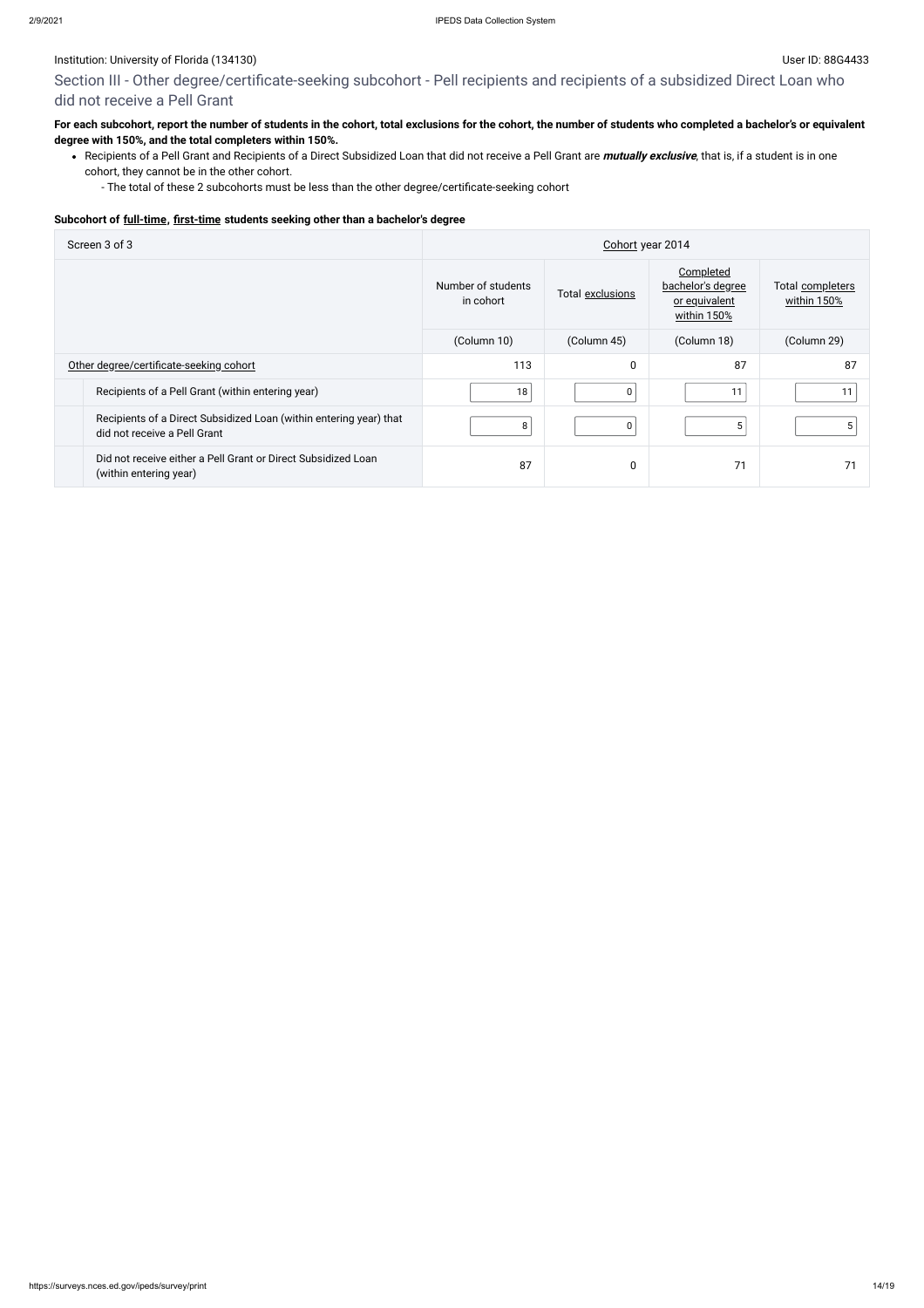Institution: University of Florida (134130)

User ID: 88G4433

## Section III - Other degree/certificate-seeking subcohort - Pell recipients and recipients of a subsidized Direct Loan who did not receive a Pell Grant

**For each subcohort, report the number of students in the cohort, total exclusions for the cohort, the number of students who completed a bachelor's or equivalent degree with 150%, and the total completers within 150%.**

- Recipients of a Pell Grant and Recipients of a Direct Subsidized Loan that did not receive a Pell Grant are ***mutually exclusive***, that is, if a student is in one cohort, they cannot be in the other cohort.
  - The total of these 2 subcohorts must be less than the other degree/certificate-seeking cohort

**Subcohort of full-time, first-time students seeking other than a bachelor's degree**

| Screen 3 of 3 | Cohort year 2014 | | | |
|---|---|---|---|---|
| | Number of students in cohort | Total exclusions | Completed bachelor's degree or equivalent within 150% | Total completers within 150% |
| | (Column 10) | (Column 45) | (Column 18) | (Column 29) |
| Other degree/certificate-seeking cohort | 113 | 0 | 87 | 87 |
| Recipients of a Pell Grant (within entering year) | 18 | 0 | 11 | 11 |
| Recipients of a Direct Subsidized Loan (within entering year) that did not receive a Pell Grant | 8 | 0 | 5 | 5 |
| Did not receive either a Pell Grant or Direct Subsidized Loan (within entering year) | 87 | 0 | 71 | 71 |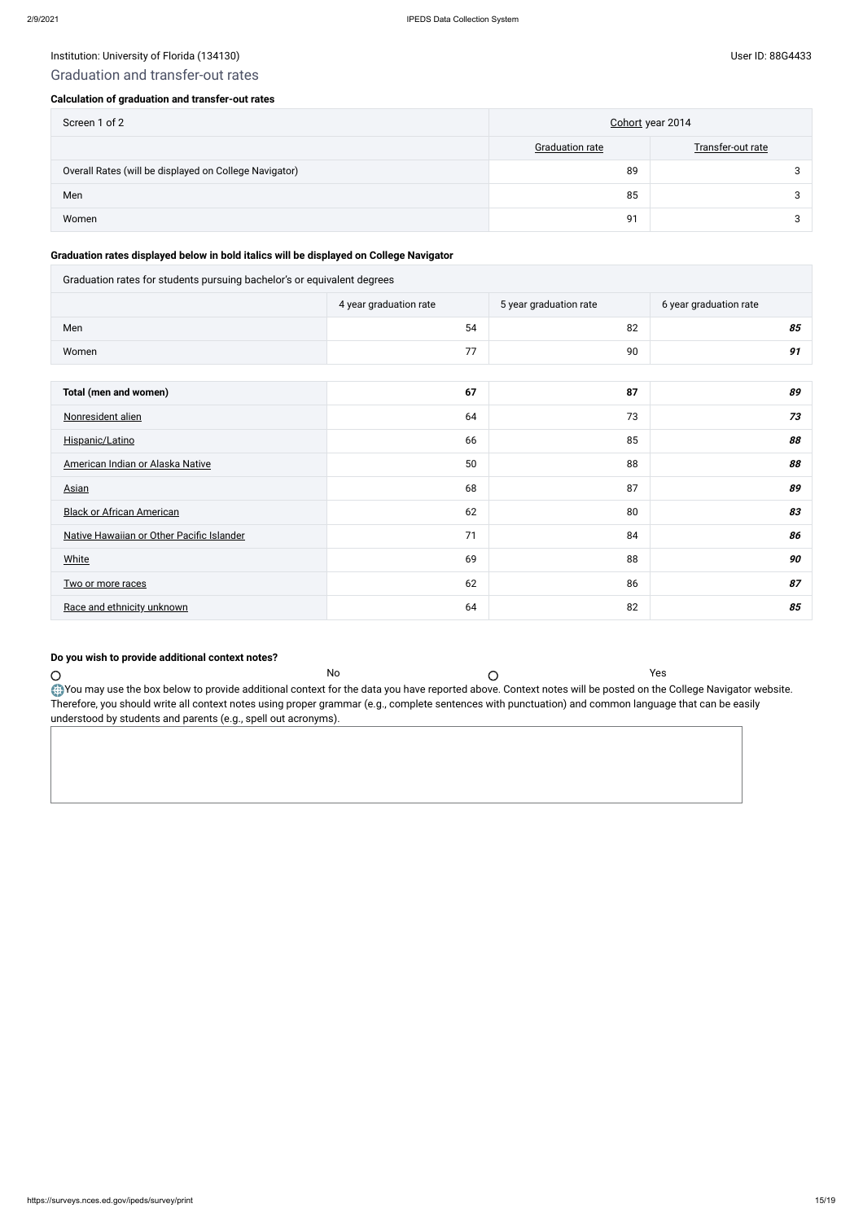Institution: University of Florida (134130)

User ID: 88G4433

## Graduation and transfer-out rates

### Calculation of graduation and transfer-out rates

| Screen 1 of 2 | Cohort year 2014 | |
|---|---|---|
| | Graduation rate | Transfer-out rate |
| Overall Rates (will be displayed on College Navigator) | 89 | 3 |
| Men | 85 | 3 |
| Women | 91 | 3 |

### Graduation rates displayed below in bold italics will be displayed on College Navigator

| Graduation rates for students pursuing bachelor's or equivalent degrees | | | |
|---|---|---|---|
| | 4 year graduation rate | 5 year graduation rate | 6 year graduation rate |
| Men | 54 | 82 | ***85*** |
| Women | 77 | 90 | ***91*** |

| | | | |
|---|---|---|---|
| **Total (men and women)** | **67** | **87** | ***89*** |
| Nonresident alien | 64 | 73 | ***73*** |
| Hispanic/Latino | 66 | 85 | ***88*** |
| American Indian or Alaska Native | 50 | 88 | ***88*** |
| Asian | 68 | 87 | ***89*** |
| Black or African American | 62 | 80 | ***83*** |
| Native Hawaiian or Other Pacific Islander | 71 | 84 | ***86*** |
| White | 69 | 88 | ***90*** |
| Two or more races | 62 | 86 | ***87*** |
| Race and ethnicity unknown | 64 | 82 | ***85*** |

### Do you wish to provide additional context notes?

○ No ○ Yes

You may use the box below to provide additional context for the data you have reported above. Context notes will be posted on the College Navigator website. Therefore, you should write all context notes using proper grammar (e.g., complete sentences with punctuation) and common language that can be easily understood by students and parents (e.g., spell out acronyms).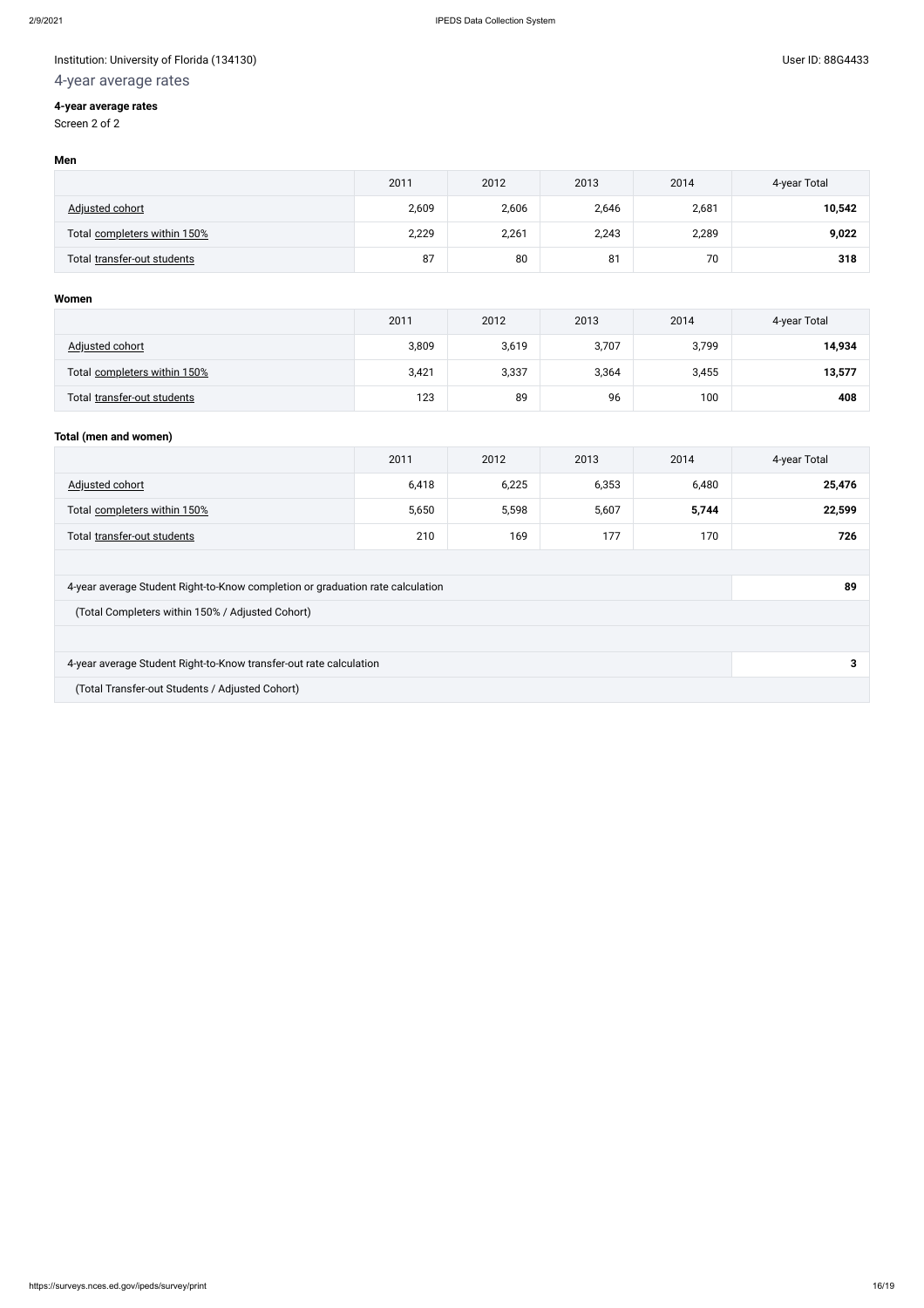Institution: University of Florida (134130)

User ID: 88G4433

## 4-year average rates

**4-year average rates**

Screen 2 of 2

**Men**

| | 2011 | 2012 | 2013 | 2014 | 4-year Total |
|---|---|---|---|---|---|
| Adjusted cohort | 2,609 | 2,606 | 2,646 | 2,681 | **10,542** |
| Total completers within 150% | 2,229 | 2,261 | 2,243 | 2,289 | **9,022** |
| Total transfer-out students | 87 | 80 | 81 | 70 | **318** |

**Women**

| | 2011 | 2012 | 2013 | 2014 | 4-year Total |
|---|---|---|---|---|---|
| Adjusted cohort | 3,809 | 3,619 | 3,707 | 3,799 | **14,934** |
| Total completers within 150% | 3,421 | 3,337 | 3,364 | 3,455 | **13,577** |
| Total transfer-out students | 123 | 89 | 96 | 100 | **408** |

**Total (men and women)**

| | 2011 | 2012 | 2013 | 2014 | 4-year Total |
|---|---|---|---|---|---|
| Adjusted cohort | 6,418 | 6,225 | 6,353 | 6,480 | **25,476** |
| Total completers within 150% | 5,650 | 5,598 | 5,607 | **5,744** | **22,599** |
| Total transfer-out students | 210 | 169 | 177 | 170 | **726** |

| | |
|---|---|
| 4-year average Student Right-to-Know completion or graduation rate calculation | **89** |
| (Total Completers within 150% / Adjusted Cohort) | |
| 4-year average Student Right-to-Know transfer-out rate calculation | **3** |
| (Total Transfer-out Students / Adjusted Cohort) | |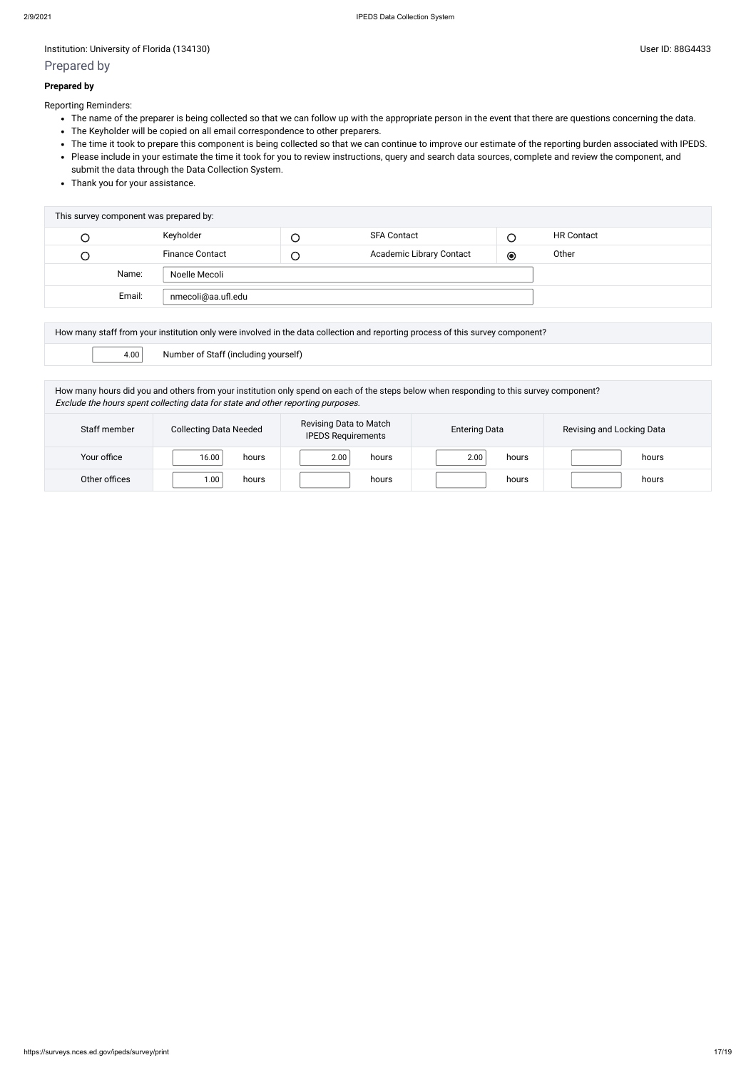Institution: University of Florida (134130)

User ID: 88G4433

## Prepared by

**Prepared by**

Reporting Reminders:

- The name of the preparer is being collected so that we can follow up with the appropriate person in the event that there are questions concerning the data.
- The Keyholder will be copied on all email correspondence to other preparers.
- The time it took to prepare this component is being collected so that we can continue to improve our estimate of the reporting burden associated with IPEDS.
- Please include in your estimate the time it took for you to review instructions, query and search data sources, complete and review the component, and submit the data through the Data Collection System.
- Thank you for your assistance.

| This survey component was prepared by: | | | | | |
|---|---|---|---|---|---|
| ○ | Keyholder | ○ | SFA Contact | ○ | HR Contact |
| ○ | Finance Contact | ○ | Academic Library Contact | ◉ | Other |
| Name: | Noelle Mecoli | | | | |
| Email: | nmecoli@aa.ufl.edu | | | | |

| How many staff from your institution only were involved in the data collection and reporting process of this survey component? | |
|---|---|
| 4.00 | Number of Staff (including yourself) |

How many hours did you and others from your institution only spend on each of the steps below when responding to this survey component?
*Exclude the hours spent collecting data for state and other reporting purposes.*

| Staff member | Collecting Data Needed | Revising Data to Match IPEDS Requirements | Entering Data | Revising and Locking Data |
|---|---|---|---|---|
| Your office | 16.00 hours | 2.00 hours | 2.00 hours | hours |
| Other offices | 1.00 hours | hours | hours | hours |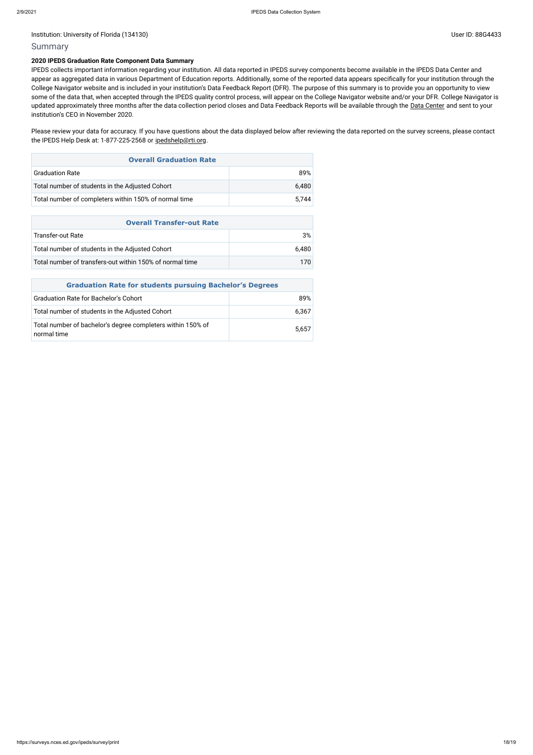Institution: University of Florida (134130)

User ID: 88G4433

## Summary

**2020 IPEDS Graduation Rate Component Data Summary**

IPEDS collects important information regarding your institution. All data reported in IPEDS survey components become available in the IPEDS Data Center and appear as aggregated data in various Department of Education reports. Additionally, some of the reported data appears specifically for your institution through the College Navigator website and is included in your institution's Data Feedback Report (DFR). The purpose of this summary is to provide you an opportunity to view some of the data that, when accepted through the IPEDS quality control process, will appear on the College Navigator website and/or your DFR. College Navigator is updated approximately three months after the data collection period closes and Data Feedback Reports will be available through the Data Center and sent to your institution's CEO in November 2020.

Please review your data for accuracy. If you have questions about the data displayed below after reviewing the data reported on the survey screens, please contact the IPEDS Help Desk at: 1-877-225-2568 or ipedshelp@rti.org.

| Overall Graduation Rate | |
|---|---|
| Graduation Rate | 89% |
| Total number of students in the Adjusted Cohort | 6,480 |
| Total number of completers within 150% of normal time | 5,744 |

| Overall Transfer-out Rate | |
|---|---|
| Transfer-out Rate | 3% |
| Total number of students in the Adjusted Cohort | 6,480 |
| Total number of transfers-out within 150% of normal time | 170 |

| Graduation Rate for students pursuing Bachelor's Degrees | |
|---|---|
| Graduation Rate for Bachelor's Cohort | 89% |
| Total number of students in the Adjusted Cohort | 6,367 |
| Total number of bachelor's degree completers within 150% of normal time | 5,657 |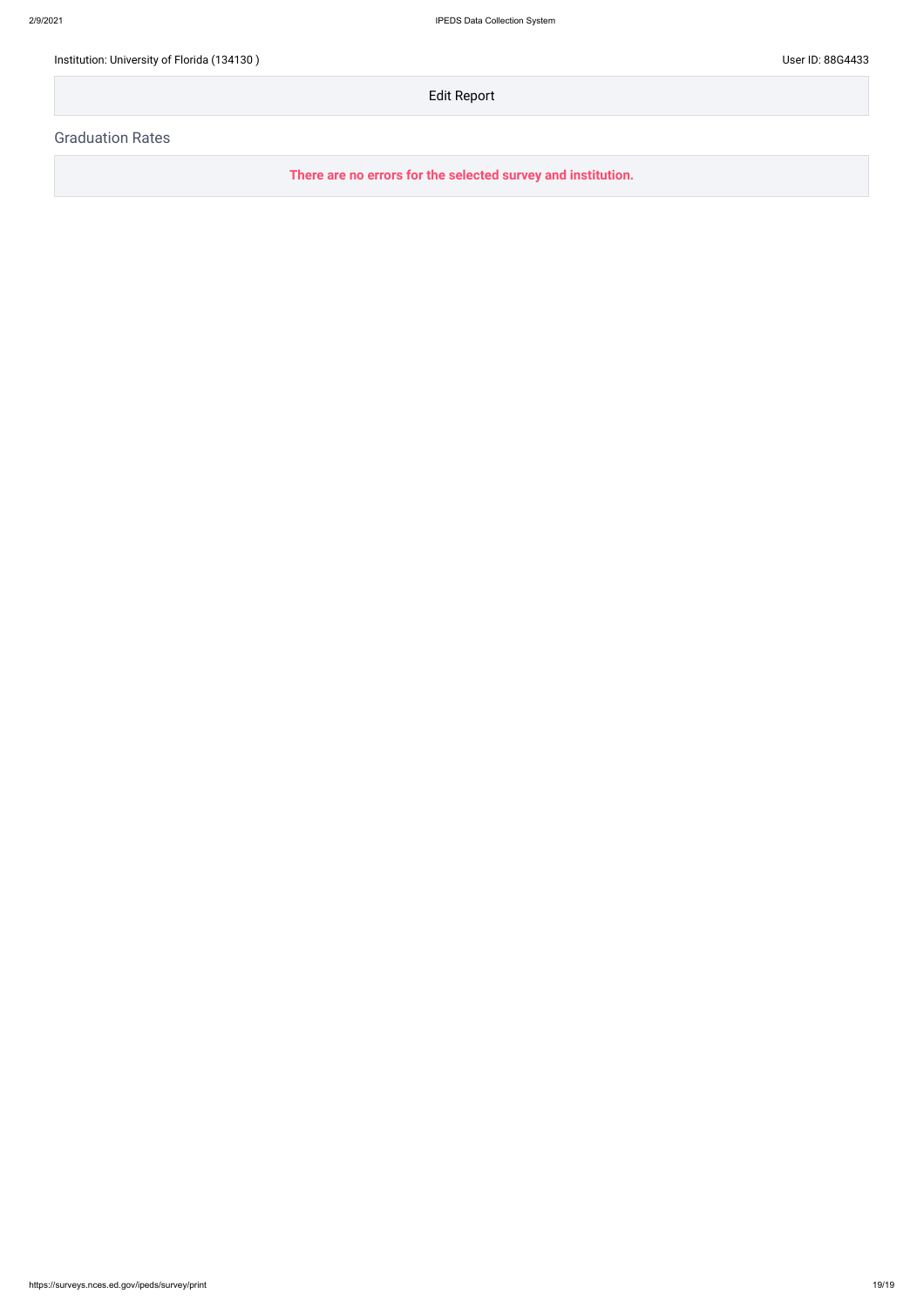Institution: University of Florida (134130 )

User ID: 88G4433

Edit Report

## Graduation Rates

**There are no errors for the selected survey and institution.**